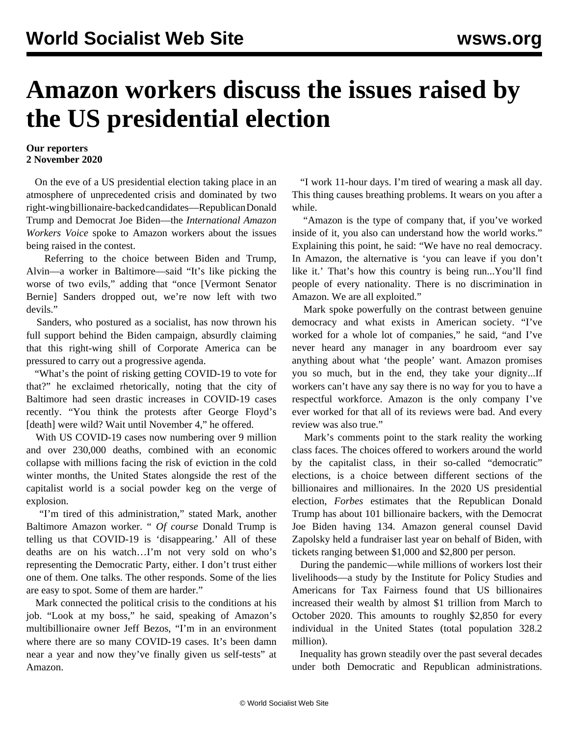# Amazon workers discuss the issues raised by the US presidential election

**Our reporters**
**2 November 2020**

On the eve of a US presidential election taking place in an atmosphere of unprecedented crisis and dominated by two right-wing billionaire-backed candidates—Republican Donald Trump and Democrat Joe Biden—the *International Amazon Workers Voice* spoke to Amazon workers about the issues being raised in the contest.

Referring to the choice between Biden and Trump, Alvin—a worker in Baltimore—said "It's like picking the worse of two evils," adding that "once [Vermont Senator Bernie] Sanders dropped out, we're now left with two devils."

Sanders, who postured as a socialist, has now thrown his full support behind the Biden campaign, absurdly claiming that this right-wing shill of Corporate America can be pressured to carry out a progressive agenda.

"What's the point of risking getting COVID-19 to vote for that?" he exclaimed rhetorically, noting that the city of Baltimore had seen drastic increases in COVID-19 cases recently. "You think the protests after George Floyd's [death] were wild? Wait until November 4," he offered.

With US COVID-19 cases now numbering over 9 million and over 230,000 deaths, combined with an economic collapse with millions facing the risk of eviction in the cold winter months, the United States alongside the rest of the capitalist world is a social powder keg on the verge of explosion.

"I'm tired of this administration," stated Mark, another Baltimore Amazon worker. "*Of course* Donald Trump is telling us that COVID-19 is 'disappearing.' All of these deaths are on his watch…I'm not very sold on who's representing the Democratic Party, either. I don't trust either one of them. One talks. The other responds. Some of the lies are easy to spot. Some of them are harder."

Mark connected the political crisis to the conditions at his job. "Look at my boss," he said, speaking of Amazon's multibillionaire owner Jeff Bezos, "I'm in an environment where there are so many COVID-19 cases. It's been damn near a year and now they've finally given us self-tests" at Amazon.

"I work 11-hour days. I'm tired of wearing a mask all day. This thing causes breathing problems. It wears on you after a while.

"Amazon is the type of company that, if you've worked inside of it, you also can understand how the world works." Explaining this point, he said: "We have no real democracy. In Amazon, the alternative is 'you can leave if you don't like it.' That's how this country is being run...You'll find people of every nationality. There is no discrimination in Amazon. We are all exploited."

Mark spoke powerfully on the contrast between genuine democracy and what exists in American society. "I've worked for a whole lot of companies," he said, "and I've never heard any manager in any boardroom ever say anything about what 'the people' want. Amazon promises you so much, but in the end, they take your dignity...If workers can't have any say there is no way for you to have a respectful workforce. Amazon is the only company I've ever worked for that all of its reviews were bad. And every review was also true."

Mark's comments point to the stark reality the working class faces. The choices offered to workers around the world by the capitalist class, in their so-called "democratic" elections, is a choice between different sections of the billionaires and millionaires. In the 2020 US presidential election, *Forbes* estimates that the Republican Donald Trump has about 101 billionaire backers, with the Democrat Joe Biden having 134. Amazon general counsel David Zapolsky held a fundraiser last year on behalf of Biden, with tickets ranging between $1,000 and $2,800 per person.

During the pandemic—while millions of workers lost their livelihoods—a study by the Institute for Policy Studies and Americans for Tax Fairness found that US billionaires increased their wealth by almost $1 trillion from March to October 2020. This amounts to roughly $2,850 for every individual in the United States (total population 328.2 million).

Inequality has grown steadily over the past several decades under both Democratic and Republican administrations.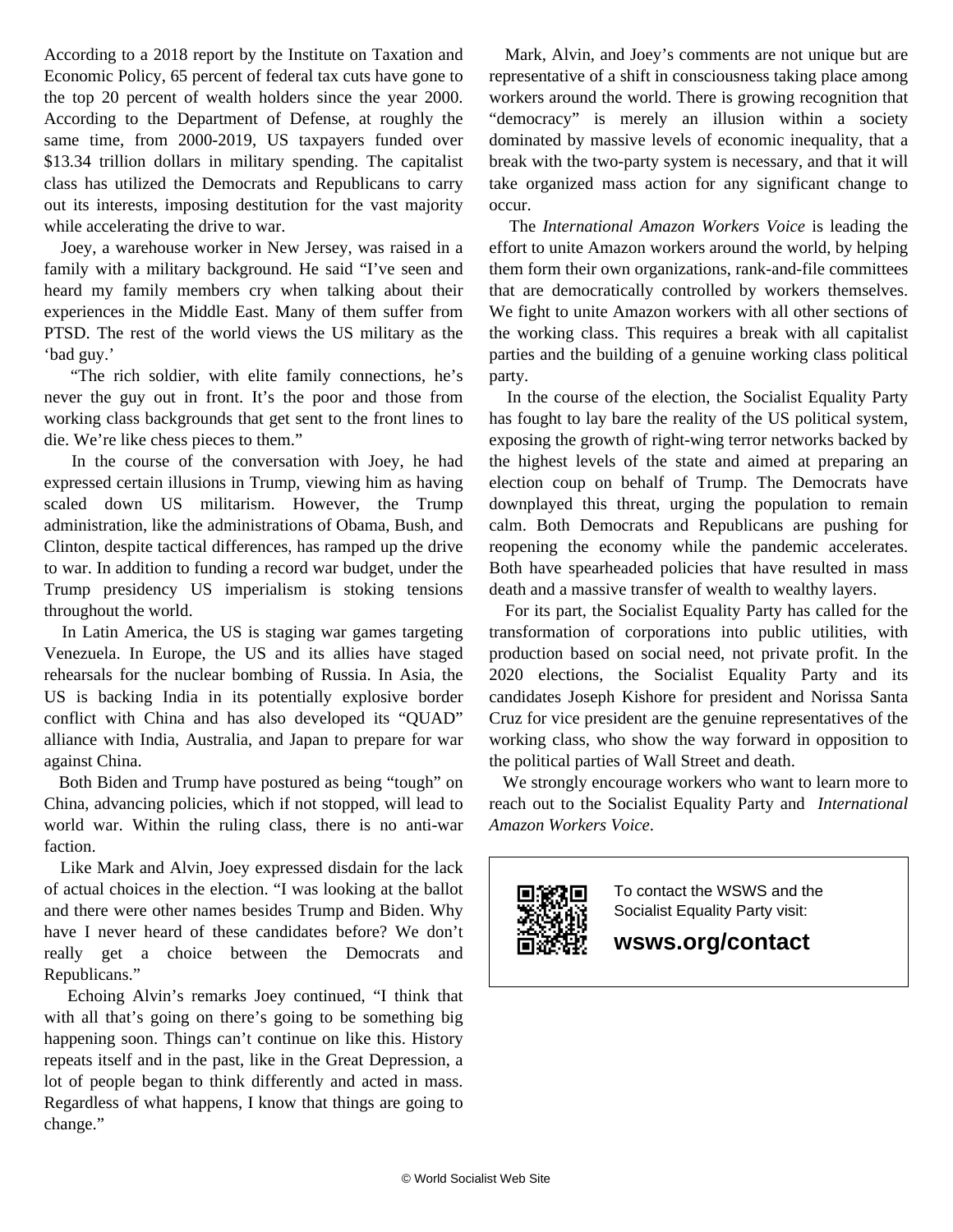According to a 2018 report by the Institute on Taxation and Economic Policy, 65 percent of federal tax cuts have gone to the top 20 percent of wealth holders since the year 2000. According to the Department of Defense, at roughly the same time, from 2000-2019, US taxpayers funded over $13.34 trillion dollars in military spending. The capitalist class has utilized the Democrats and Republicans to carry out its interests, imposing destitution for the vast majority while accelerating the drive to war.

Joey, a warehouse worker in New Jersey, was raised in a family with a military background. He said "I've seen and heard my family members cry when talking about their experiences in the Middle East. Many of them suffer from PTSD. The rest of the world views the US military as the 'bad guy.'

"The rich soldier, with elite family connections, he's never the guy out in front. It's the poor and those from working class backgrounds that get sent to the front lines to die. We're like chess pieces to them."

In the course of the conversation with Joey, he had expressed certain illusions in Trump, viewing him as having scaled down US militarism. However, the Trump administration, like the administrations of Obama, Bush, and Clinton, despite tactical differences, has ramped up the drive to war. In addition to funding a record war budget, under the Trump presidency US imperialism is stoking tensions throughout the world.

In Latin America, the US is staging war games targeting Venezuela. In Europe, the US and its allies have staged rehearsals for the nuclear bombing of Russia. In Asia, the US is backing India in its potentially explosive border conflict with China and has also developed its "QUAD" alliance with India, Australia, and Japan to prepare for war against China.

Both Biden and Trump have postured as being "tough" on China, advancing policies, which if not stopped, will lead to world war. Within the ruling class, there is no anti-war faction.

Like Mark and Alvin, Joey expressed disdain for the lack of actual choices in the election. "I was looking at the ballot and there were other names besides Trump and Biden. Why have I never heard of these candidates before? We don't really get a choice between the Democrats and Republicans."

Echoing Alvin's remarks Joey continued, "I think that with all that's going on there's going to be something big happening soon. Things can't continue on like this. History repeats itself and in the past, like in the Great Depression, a lot of people began to think differently and acted in mass. Regardless of what happens, I know that things are going to change."

Mark, Alvin, and Joey's comments are not unique but are representative of a shift in consciousness taking place among workers around the world. There is growing recognition that "democracy" is merely an illusion within a society dominated by massive levels of economic inequality, that a break with the two-party system is necessary, and that it will take organized mass action for any significant change to occur.

The *International Amazon Workers Voice* is leading the effort to unite Amazon workers around the world, by helping them form their own organizations, rank-and-file committees that are democratically controlled by workers themselves. We fight to unite Amazon workers with all other sections of the working class. This requires a break with all capitalist parties and the building of a genuine working class political party.

In the course of the election, the Socialist Equality Party has fought to lay bare the reality of the US political system, exposing the growth of right-wing terror networks backed by the highest levels of the state and aimed at preparing an election coup on behalf of Trump. The Democrats have downplayed this threat, urging the population to remain calm. Both Democrats and Republicans are pushing for reopening the economy while the pandemic accelerates. Both have spearheaded policies that have resulted in mass death and a massive transfer of wealth to wealthy layers.

For its part, the Socialist Equality Party has called for the transformation of corporations into public utilities, with production based on social need, not private profit. In the 2020 elections, the Socialist Equality Party and its candidates Joseph Kishore for president and Norissa Santa Cruz for vice president are the genuine representatives of the working class, who show the way forward in opposition to the political parties of Wall Street and death.

We strongly encourage workers who want to learn more to reach out to the Socialist Equality Party and *International Amazon Workers Voice*.

To contact the WSWS and the Socialist Equality Party visit:

**wsws.org/contact**